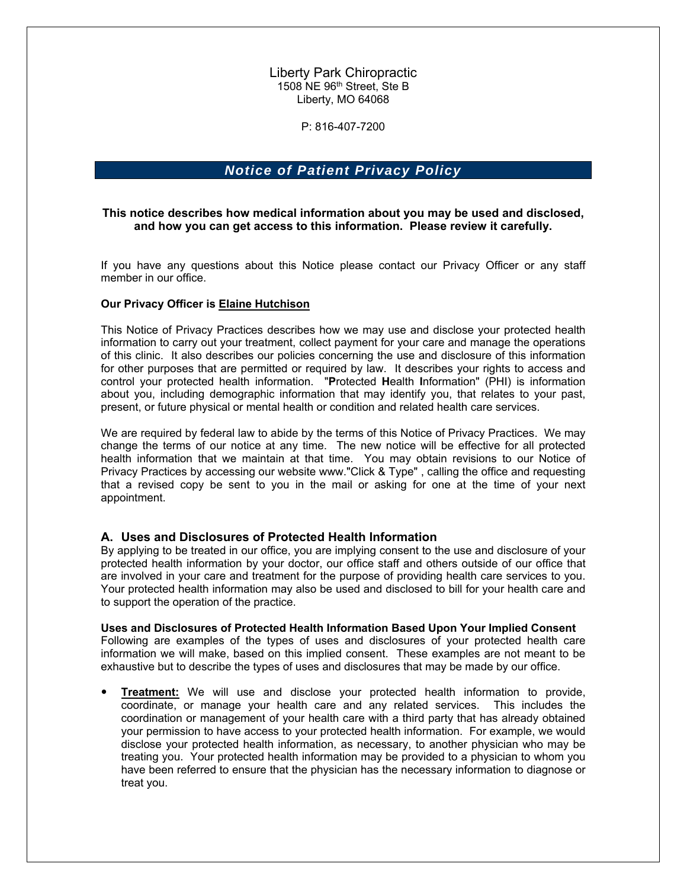Liberty Park Chiropractic
1508 NE 96th Street, Ste B
Liberty, MO 64068

P: 816-407-7200

# *Notice of Patient Privacy Policy*

**This notice describes how medical information about you may be used and disclosed, and how you can get access to this information. Please review it carefully.**

If you have any questions about this Notice please contact our Privacy Officer or any staff member in our office.

**Our Privacy Officer is Elaine Hutchison**

This Notice of Privacy Practices describes how we may use and disclose your protected health information to carry out your treatment, collect payment for your care and manage the operations of this clinic. It also describes our policies concerning the use and disclosure of this information for other purposes that are permitted or required by law. It describes your rights to access and control your protected health information. "**P**rotected **H**ealth **I**nformation" (PHI) is information about you, including demographic information that may identify you, that relates to your past, present, or future physical or mental health or condition and related health care services.

We are required by federal law to abide by the terms of this Notice of Privacy Practices. We may change the terms of our notice at any time. The new notice will be effective for all protected health information that we maintain at that time. You may obtain revisions to our Notice of Privacy Practices by accessing our website www."Click & Type" , calling the office and requesting that a revised copy be sent to you in the mail or asking for one at the time of your next appointment.

## A. Uses and Disclosures of Protected Health Information

By applying to be treated in our office, you are implying consent to the use and disclosure of your protected health information by your doctor, our office staff and others outside of our office that are involved in your care and treatment for the purpose of providing health care services to you. Your protected health information may also be used and disclosed to bill for your health care and to support the operation of the practice.

**Uses and Disclosures of Protected Health Information Based Upon Your Implied Consent**
Following are examples of the types of uses and disclosures of your protected health care information we will make, based on this implied consent. These examples are not meant to be exhaustive but to describe the types of uses and disclosures that may be made by our office.

- **Treatment:** We will use and disclose your protected health information to provide, coordinate, or manage your health care and any related services. This includes the coordination or management of your health care with a third party that has already obtained your permission to have access to your protected health information. For example, we would disclose your protected health information, as necessary, to another physician who may be treating you. Your protected health information may be provided to a physician to whom you have been referred to ensure that the physician has the necessary information to diagnose or treat you.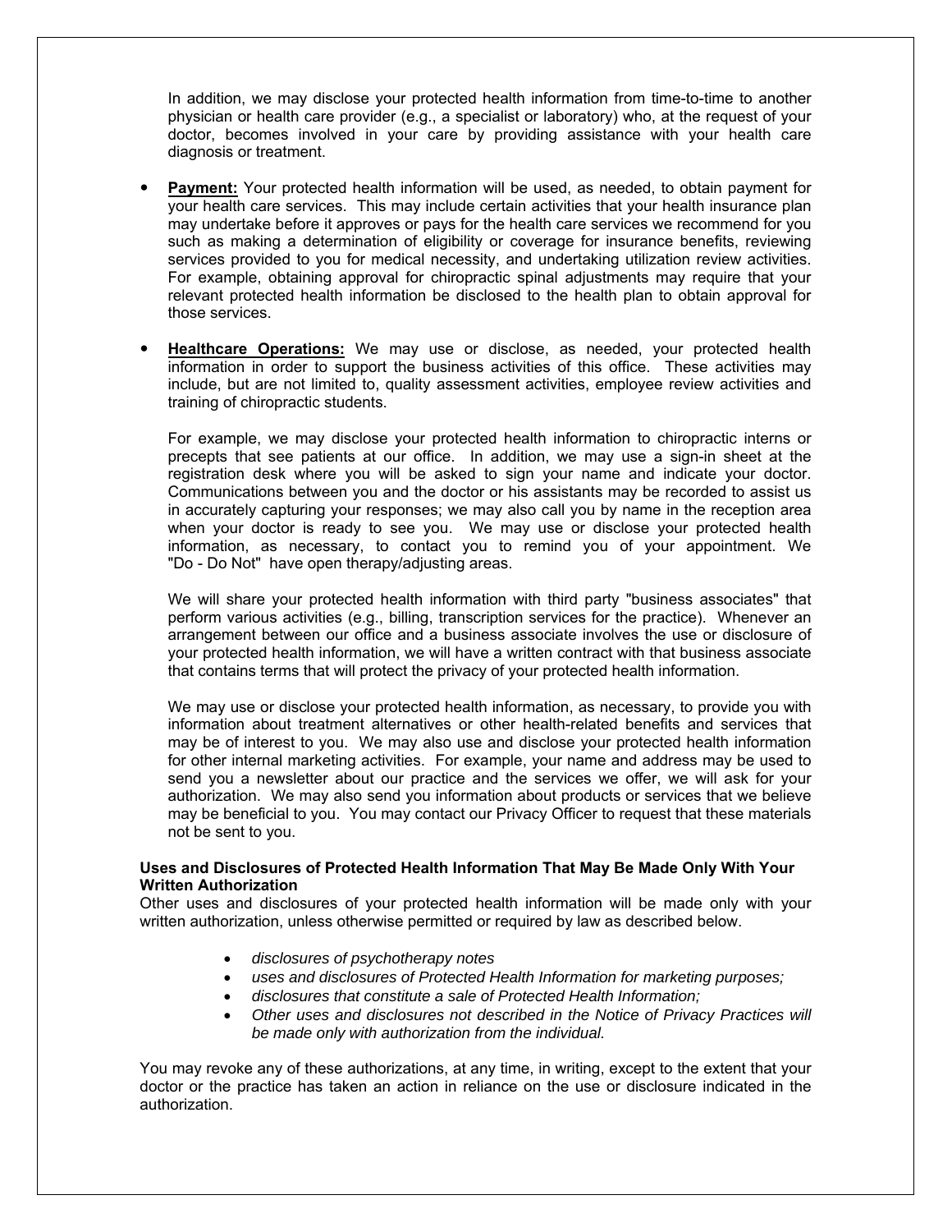In addition, we may disclose your protected health information from time-to-time to another physician or health care provider (e.g., a specialist or laboratory) who, at the request of your doctor, becomes involved in your care by providing assistance with your health care diagnosis or treatment.

- **Payment:** Your protected health information will be used, as needed, to obtain payment for your health care services. This may include certain activities that your health insurance plan may undertake before it approves or pays for the health care services we recommend for you such as making a determination of eligibility or coverage for insurance benefits, reviewing services provided to you for medical necessity, and undertaking utilization review activities. For example, obtaining approval for chiropractic spinal adjustments may require that your relevant protected health information be disclosed to the health plan to obtain approval for those services.

- **Healthcare Operations:** We may use or disclose, as needed, your protected health information in order to support the business activities of this office. These activities may include, but are not limited to, quality assessment activities, employee review activities and training of chiropractic students.

  For example, we may disclose your protected health information to chiropractic interns or precepts that see patients at our office. In addition, we may use a sign-in sheet at the registration desk where you will be asked to sign your name and indicate your doctor. Communications between you and the doctor or his assistants may be recorded to assist us in accurately capturing your responses; we may also call you by name in the reception area when your doctor is ready to see you. We may use or disclose your protected health information, as necessary, to contact you to remind you of your appointment. We "Do - Do Not" have open therapy/adjusting areas.

  We will share your protected health information with third party "business associates" that perform various activities (e.g., billing, transcription services for the practice). Whenever an arrangement between our office and a business associate involves the use or disclosure of your protected health information, we will have a written contract with that business associate that contains terms that will protect the privacy of your protected health information.

  We may use or disclose your protected health information, as necessary, to provide you with information about treatment alternatives or other health-related benefits and services that may be of interest to you. We may also use and disclose your protected health information for other internal marketing activities. For example, your name and address may be used to send you a newsletter about our practice and the services we offer, we will ask for your authorization. We may also send you information about products or services that we believe may be beneficial to you. You may contact our Privacy Officer to request that these materials not be sent to you.

**Uses and Disclosures of Protected Health Information That May Be Made Only With Your Written Authorization**

Other uses and disclosures of your protected health information will be made only with your written authorization, unless otherwise permitted or required by law as described below.

- *disclosures of psychotherapy notes*
- *uses and disclosures of Protected Health Information for marketing purposes;*
- *disclosures that constitute a sale of Protected Health Information;*
- *Other uses and disclosures not described in the Notice of Privacy Practices will be made only with authorization from the individual.*

You may revoke any of these authorizations, at any time, in writing, except to the extent that your doctor or the practice has taken an action in reliance on the use or disclosure indicated in the authorization.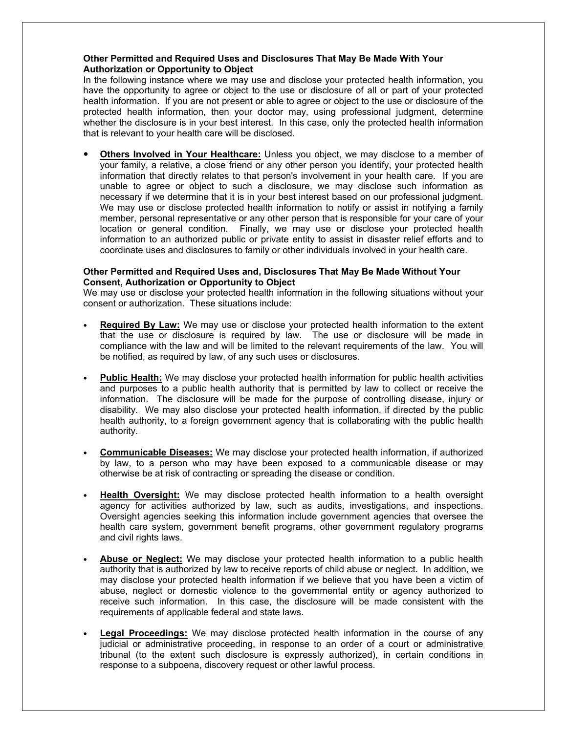**Other Permitted and Required Uses and Disclosures That May Be Made With Your Authorization or Opportunity to Object**

In the following instance where we may use and disclose your protected health information, you have the opportunity to agree or object to the use or disclosure of all or part of your protected health information. If you are not present or able to agree or object to the use or disclosure of the protected health information, then your doctor may, using professional judgment, determine whether the disclosure is in your best interest. In this case, only the protected health information that is relevant to your health care will be disclosed.

- **Others Involved in Your Healthcare:** Unless you object, we may disclose to a member of your family, a relative, a close friend or any other person you identify, your protected health information that directly relates to that person's involvement in your health care. If you are unable to agree or object to such a disclosure, we may disclose such information as necessary if we determine that it is in your best interest based on our professional judgment. We may use or disclose protected health information to notify or assist in notifying a family member, personal representative or any other person that is responsible for your care of your location or general condition. Finally, we may use or disclose your protected health information to an authorized public or private entity to assist in disaster relief efforts and to coordinate uses and disclosures to family or other individuals involved in your health care.

**Other Permitted and Required Uses and, Disclosures That May Be Made Without Your Consent, Authorization or Opportunity to Object**

We may use or disclose your protected health information in the following situations without your consent or authorization. These situations include:

- **Required By Law:** We may use or disclose your protected health information to the extent that the use or disclosure is required by law. The use or disclosure will be made in compliance with the law and will be limited to the relevant requirements of the law. You will be notified, as required by law, of any such uses or disclosures.

- **Public Health:** We may disclose your protected health information for public health activities and purposes to a public health authority that is permitted by law to collect or receive the information. The disclosure will be made for the purpose of controlling disease, injury or disability. We may also disclose your protected health information, if directed by the public health authority, to a foreign government agency that is collaborating with the public health authority.

- **Communicable Diseases:** We may disclose your protected health information, if authorized by law, to a person who may have been exposed to a communicable disease or may otherwise be at risk of contracting or spreading the disease or condition.

- **Health Oversight:** We may disclose protected health information to a health oversight agency for activities authorized by law, such as audits, investigations, and inspections. Oversight agencies seeking this information include government agencies that oversee the health care system, government benefit programs, other government regulatory programs and civil rights laws.

- **Abuse or Neglect:** We may disclose your protected health information to a public health authority that is authorized by law to receive reports of child abuse or neglect. In addition, we may disclose your protected health information if we believe that you have been a victim of abuse, neglect or domestic violence to the governmental entity or agency authorized to receive such information. In this case, the disclosure will be made consistent with the requirements of applicable federal and state laws.

- **Legal Proceedings:** We may disclose protected health information in the course of any judicial or administrative proceeding, in response to an order of a court or administrative tribunal (to the extent such disclosure is expressly authorized), in certain conditions in response to a subpoena, discovery request or other lawful process.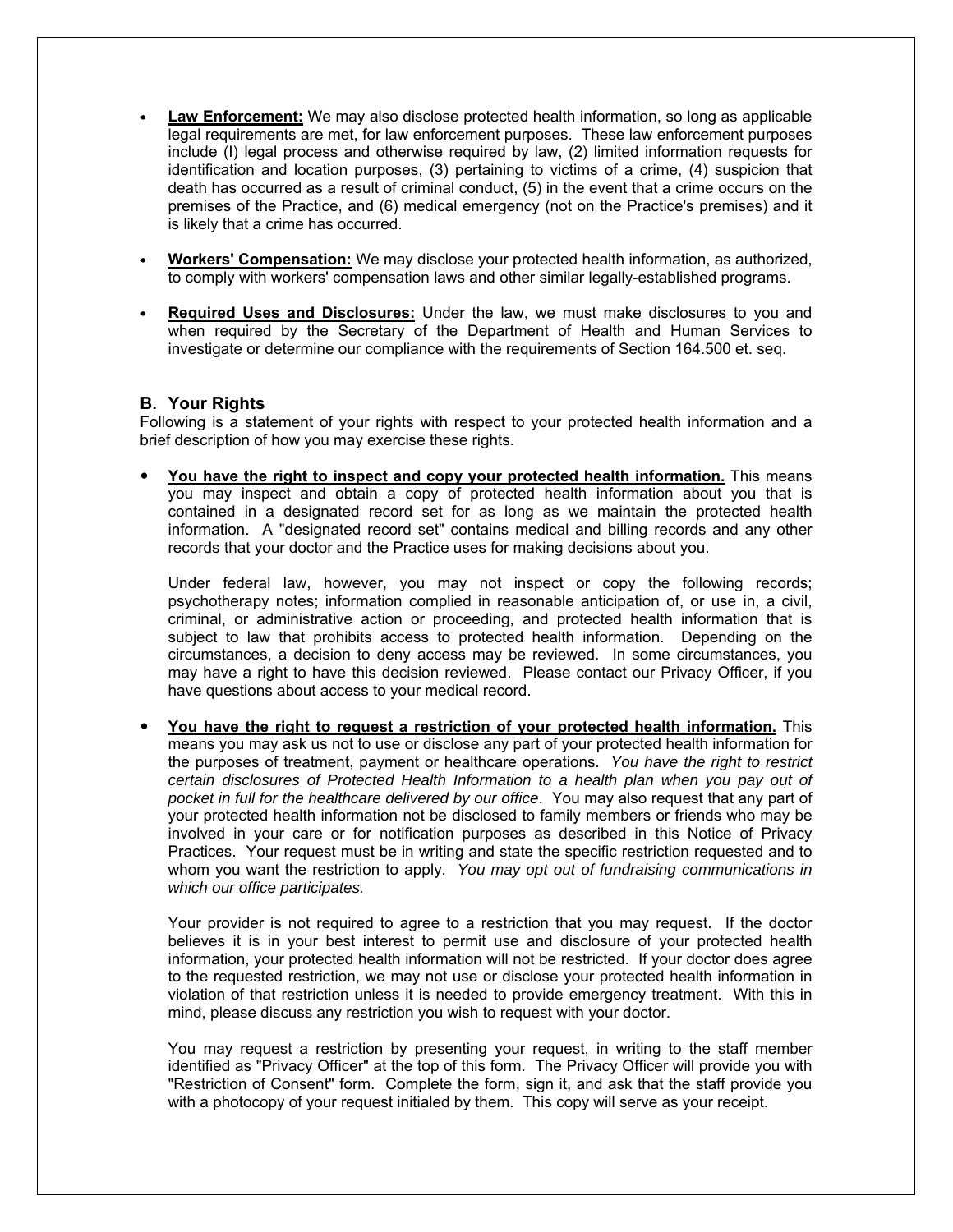- **Law Enforcement:** We may also disclose protected health information, so long as applicable legal requirements are met, for law enforcement purposes. These law enforcement purposes include (I) legal process and otherwise required by law, (2) limited information requests for identification and location purposes, (3) pertaining to victims of a crime, (4) suspicion that death has occurred as a result of criminal conduct, (5) in the event that a crime occurs on the premises of the Practice, and (6) medical emergency (not on the Practice's premises) and it is likely that a crime has occurred.

- **Workers' Compensation:** We may disclose your protected health information, as authorized, to comply with workers' compensation laws and other similar legally-established programs.

- **Required Uses and Disclosures:** Under the law, we must make disclosures to you and when required by the Secretary of the Department of Health and Human Services to investigate or determine our compliance with the requirements of Section 164.500 et. seq.

## B. Your Rights

Following is a statement of your rights with respect to your protected health information and a brief description of how you may exercise these rights.

- **You have the right to inspect and copy your protected health information.** This means you may inspect and obtain a copy of protected health information about you that is contained in a designated record set for as long as we maintain the protected health information. A "designated record set" contains medical and billing records and any other records that your doctor and the Practice uses for making decisions about you.

  Under federal law, however, you may not inspect or copy the following records; psychotherapy notes; information complied in reasonable anticipation of, or use in, a civil, criminal, or administrative action or proceeding, and protected health information that is subject to law that prohibits access to protected health information. Depending on the circumstances, a decision to deny access may be reviewed. In some circumstances, you may have a right to have this decision reviewed. Please contact our Privacy Officer, if you have questions about access to your medical record.

- **You have the right to request a restriction of your protected health information.** This means you may ask us not to use or disclose any part of your protected health information for the purposes of treatment, payment or healthcare operations. *You have the right to restrict certain disclosures of Protected Health Information to a health plan when you pay out of pocket in full for the healthcare delivered by our office*. You may also request that any part of your protected health information not be disclosed to family members or friends who may be involved in your care or for notification purposes as described in this Notice of Privacy Practices. Your request must be in writing and state the specific restriction requested and to whom you want the restriction to apply. *You may opt out of fundraising communications in which our office participates.*

  Your provider is not required to agree to a restriction that you may request. If the doctor believes it is in your best interest to permit use and disclosure of your protected health information, your protected health information will not be restricted. If your doctor does agree to the requested restriction, we may not use or disclose your protected health information in violation of that restriction unless it is needed to provide emergency treatment. With this in mind, please discuss any restriction you wish to request with your doctor.

  You may request a restriction by presenting your request, in writing to the staff member identified as "Privacy Officer" at the top of this form. The Privacy Officer will provide you with "Restriction of Consent" form. Complete the form, sign it, and ask that the staff provide you with a photocopy of your request initialed by them. This copy will serve as your receipt.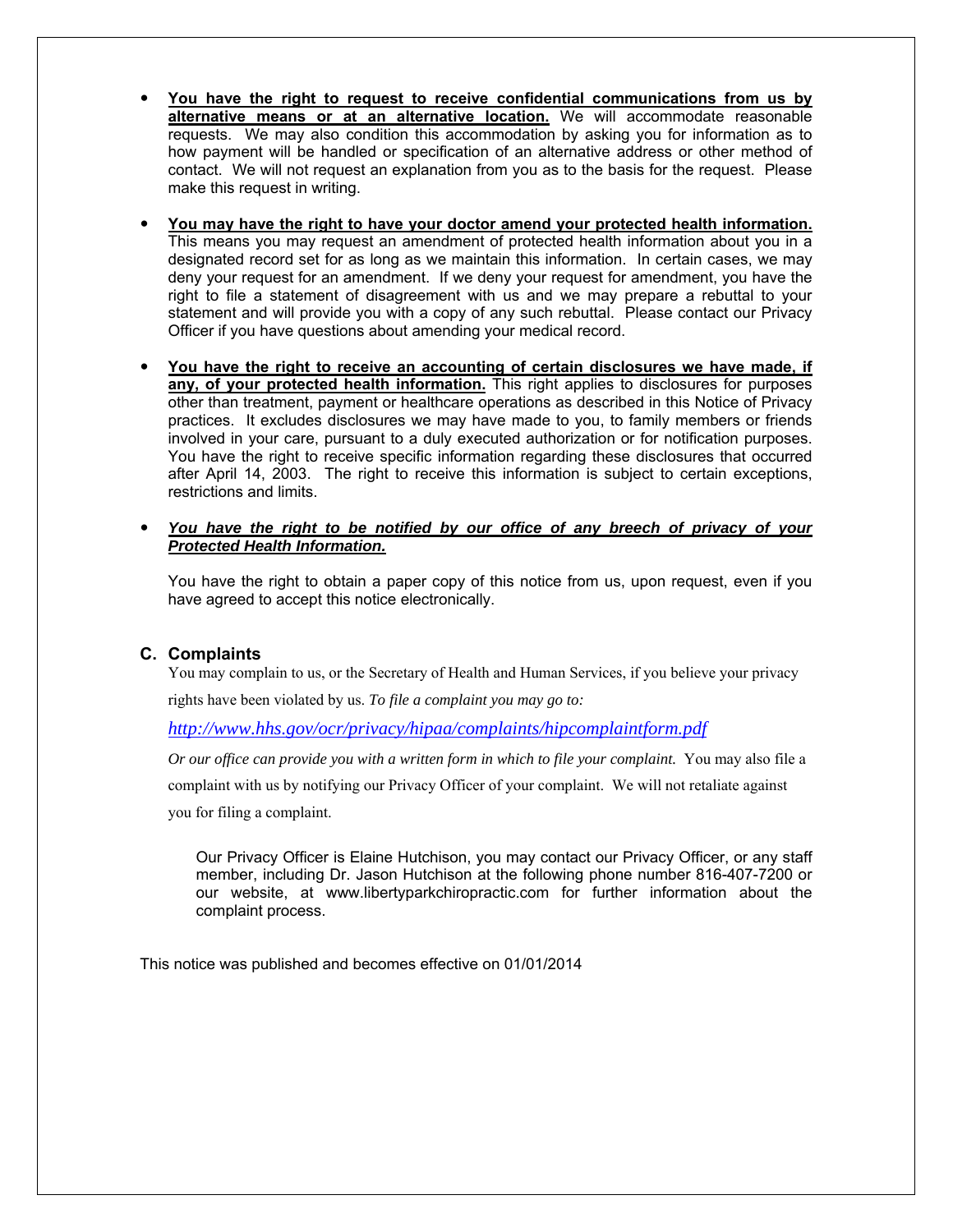- **You have the right to request to receive confidential communications from us by alternative means or at an alternative location.** We will accommodate reasonable requests. We may also condition this accommodation by asking you for information as to how payment will be handled or specification of an alternative address or other method of contact. We will not request an explanation from you as to the basis for the request. Please make this request in writing.

- **You may have the right to have your doctor amend your protected health information.** This means you may request an amendment of protected health information about you in a designated record set for as long as we maintain this information. In certain cases, we may deny your request for an amendment. If we deny your request for amendment, you have the right to file a statement of disagreement with us and we may prepare a rebuttal to your statement and will provide you with a copy of any such rebuttal. Please contact our Privacy Officer if you have questions about amending your medical record.

- **You have the right to receive an accounting of certain disclosures we have made, if any, of your protected health information.** This right applies to disclosures for purposes other than treatment, payment or healthcare operations as described in this Notice of Privacy practices. It excludes disclosures we may have made to you, to family members or friends involved in your care, pursuant to a duly executed authorization or for notification purposes. You have the right to receive specific information regarding these disclosures that occurred after April 14, 2003. The right to receive this information is subject to certain exceptions, restrictions and limits.

- ***You have the right to be notified by our office of any breech of privacy of your Protected Health Information.***

  You have the right to obtain a paper copy of this notice from us, upon request, even if you have agreed to accept this notice electronically.

## C. Complaints

You may complain to us, or the Secretary of Health and Human Services, if you believe your privacy rights have been violated by us. *To file a complaint you may go to:*

*http://www.hhs.gov/ocr/privacy/hipaa/complaints/hipcomplaintform.pdf*

*Or our office can provide you with a written form in which to file your complaint.* You may also file a complaint with us by notifying our Privacy Officer of your complaint. We will not retaliate against you for filing a complaint.

Our Privacy Officer is Elaine Hutchison, you may contact our Privacy Officer, or any staff member, including Dr. Jason Hutchison at the following phone number 816-407-7200 or our website, at www.libertyparkchiropractic.com for further information about the complaint process.

This notice was published and becomes effective on 01/01/2014